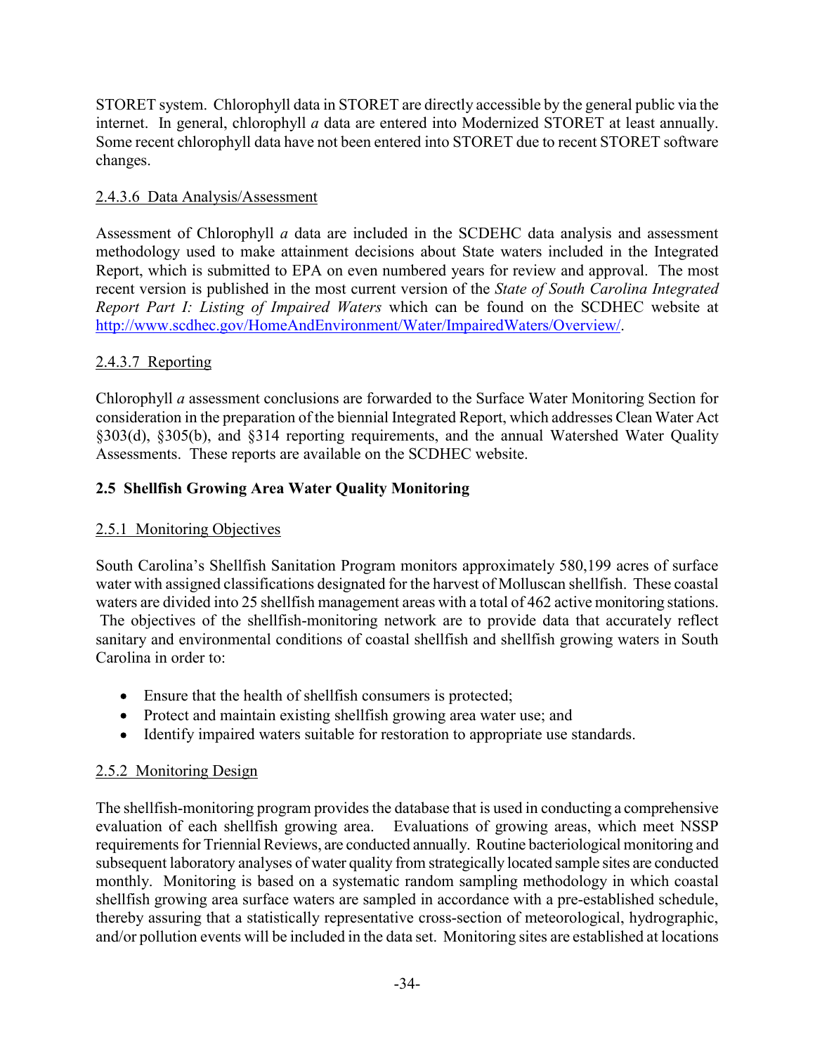STORET system. Chlorophyll data in STORET are directly accessible by the general public via the internet. In general, chlorophyll *a* data are entered into Modernized STORET at least annually. Some recent chlorophyll data have not been entered into STORET due to recent STORET software changes.

2.4.3.6 Data Analysis/Assessment

Assessment of Chlorophyll *a* data are included in the SCDEHC data analysis and assessment methodology used to make attainment decisions about State waters included in the Integrated Report, which is submitted to EPA on even numbered years for review and approval. The most recent version is published in the most current version of the *State of South Carolina Integrated Report Part I: Listing of Impaired Waters* which can be found on the SCDHEC website at http://www.scdhec.gov/HomeAndEnvironment/Water/ImpairedWaters/Overview/.

2.4.3.7 Reporting

Chlorophyll *a* assessment conclusions are forwarded to the Surface Water Monitoring Section for consideration in the preparation of the biennial Integrated Report, which addresses Clean Water Act §303(d), §305(b), and §314 reporting requirements, and the annual Watershed Water Quality Assessments. These reports are available on the SCDHEC website.

## 2.5 Shellfish Growing Area Water Quality Monitoring

2.5.1 Monitoring Objectives

South Carolina's Shellfish Sanitation Program monitors approximately 580,199 acres of surface water with assigned classifications designated for the harvest of Molluscan shellfish. These coastal waters are divided into 25 shellfish management areas with a total of 462 active monitoring stations. The objectives of the shellfish-monitoring network are to provide data that accurately reflect sanitary and environmental conditions of coastal shellfish and shellfish growing waters in South Carolina in order to:

- Ensure that the health of shellfish consumers is protected;
- Protect and maintain existing shellfish growing area water use; and
- Identify impaired waters suitable for restoration to appropriate use standards.

2.5.2 Monitoring Design

The shellfish-monitoring program provides the database that is used in conducting a comprehensive evaluation of each shellfish growing area. Evaluations of growing areas, which meet NSSP requirements for Triennial Reviews, are conducted annually. Routine bacteriological monitoring and subsequent laboratory analyses of water quality from strategically located sample sites are conducted monthly. Monitoring is based on a systematic random sampling methodology in which coastal shellfish growing area surface waters are sampled in accordance with a pre-established schedule, thereby assuring that a statistically representative cross-section of meteorological, hydrographic, and/or pollution events will be included in the data set. Monitoring sites are established at locations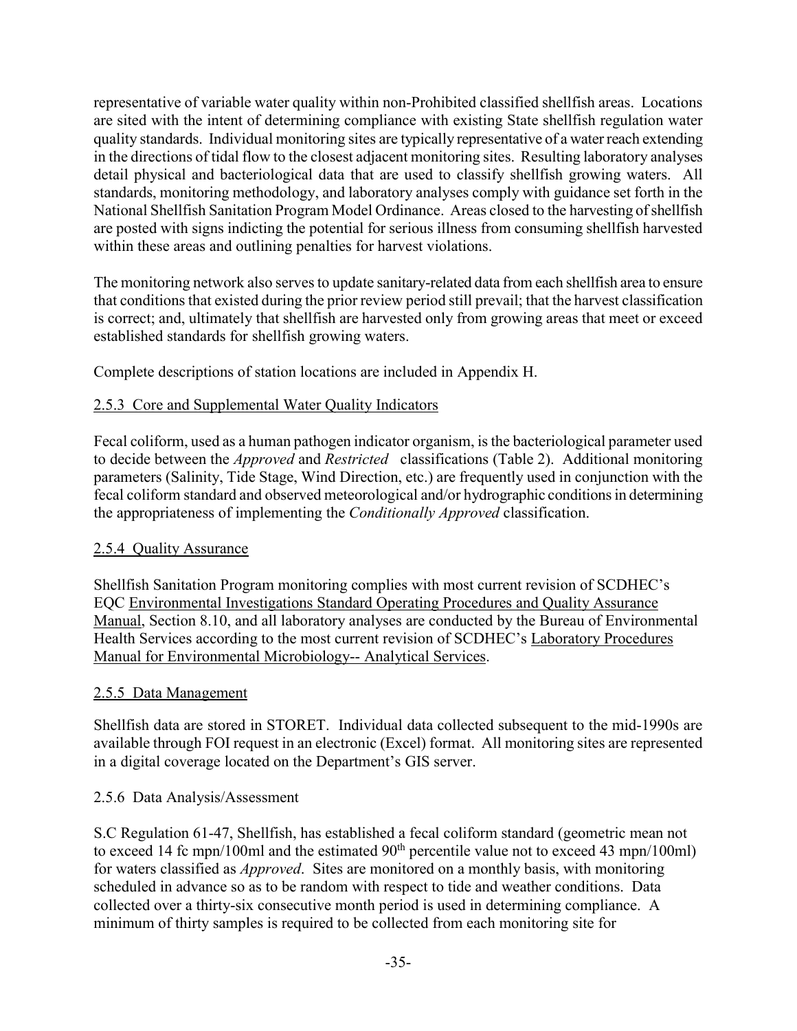representative of variable water quality within non-Prohibited classified shellfish areas. Locations are sited with the intent of determining compliance with existing State shellfish regulation water quality standards. Individual monitoring sites are typically representative of a water reach extending in the directions of tidal flow to the closest adjacent monitoring sites. Resulting laboratory analyses detail physical and bacteriological data that are used to classify shellfish growing waters. All standards, monitoring methodology, and laboratory analyses comply with guidance set forth in the National Shellfish Sanitation Program Model Ordinance. Areas closed to the harvesting of shellfish are posted with signs indicting the potential for serious illness from consuming shellfish harvested within these areas and outlining penalties for harvest violations.

The monitoring network also serves to update sanitary-related data from each shellfish area to ensure that conditions that existed during the prior review period still prevail; that the harvest classification is correct; and, ultimately that shellfish are harvested only from growing areas that meet or exceed established standards for shellfish growing waters.

Complete descriptions of station locations are included in Appendix H.

### 2.5.3 Core and Supplemental Water Quality Indicators

Fecal coliform, used as a human pathogen indicator organism, is the bacteriological parameter used to decide between the *Approved* and *Restricted* classifications (Table 2). Additional monitoring parameters (Salinity, Tide Stage, Wind Direction, etc.) are frequently used in conjunction with the fecal coliform standard and observed meteorological and/or hydrographic conditions in determining the appropriateness of implementing the *Conditionally Approved* classification.

### 2.5.4 Quality Assurance

Shellfish Sanitation Program monitoring complies with most current revision of SCDHEC's EQC Environmental Investigations Standard Operating Procedures and Quality Assurance Manual, Section 8.10, and all laboratory analyses are conducted by the Bureau of Environmental Health Services according to the most current revision of SCDHEC's Laboratory Procedures Manual for Environmental Microbiology-- Analytical Services.

### 2.5.5 Data Management

Shellfish data are stored in STORET. Individual data collected subsequent to the mid-1990s are available through FOI request in an electronic (Excel) format. All monitoring sites are represented in a digital coverage located on the Department's GIS server.

### 2.5.6 Data Analysis/Assessment

S.C Regulation 61-47, Shellfish, has established a fecal coliform standard (geometric mean not to exceed 14 fc mpn/100ml and the estimated 90th percentile value not to exceed 43 mpn/100ml) for waters classified as *Approved*. Sites are monitored on a monthly basis, with monitoring scheduled in advance so as to be random with respect to tide and weather conditions. Data collected over a thirty-six consecutive month period is used in determining compliance. A minimum of thirty samples is required to be collected from each monitoring site for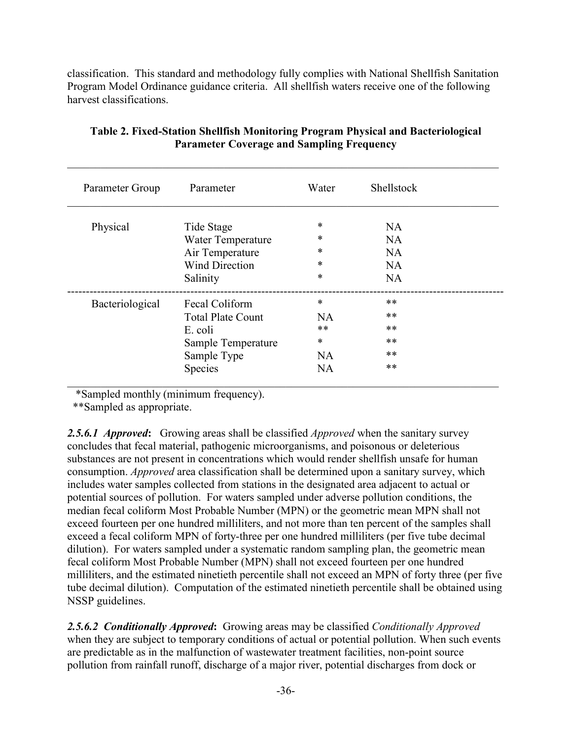classification. This standard and methodology fully complies with National Shellfish Sanitation Program Model Ordinance guidance criteria. All shellfish waters receive one of the following harvest classifications.

**Table 2. Fixed-Station Shellfish Monitoring Program Physical and Bacteriological Parameter Coverage and Sampling Frequency**

| Parameter Group | Parameter | Water | Shellstock |
|---|---|---|---|
| Physical | Tide Stage | * | NA |
| | Water Temperature | * | NA |
| | Air Temperature | * | NA |
| | Wind Direction | * | NA |
| | Salinity | * | NA |
| Bacteriological | Fecal Coliform | * | ** |
| | Total Plate Count | NA | ** |
| | E. coli | ** | ** |
| | Sample Temperature | * | ** |
| | Sample Type | NA | ** |
| | Species | NA | ** |

*Sampled monthly (minimum frequency).

**Sampled as appropriate.

***2.5.6.1 Approved*:** Growing areas shall be classified *Approved* when the sanitary survey concludes that fecal material, pathogenic microorganisms, and poisonous or deleterious substances are not present in concentrations which would render shellfish unsafe for human consumption. *Approved* area classification shall be determined upon a sanitary survey, which includes water samples collected from stations in the designated area adjacent to actual or potential sources of pollution. For waters sampled under adverse pollution conditions, the median fecal coliform Most Probable Number (MPN) or the geometric mean MPN shall not exceed fourteen per one hundred milliliters, and not more than ten percent of the samples shall exceed a fecal coliform MPN of forty-three per one hundred milliliters (per five tube decimal dilution). For waters sampled under a systematic random sampling plan, the geometric mean fecal coliform Most Probable Number (MPN) shall not exceed fourteen per one hundred milliliters, and the estimated ninetieth percentile shall not exceed an MPN of forty three (per five tube decimal dilution). Computation of the estimated ninetieth percentile shall be obtained using NSSP guidelines.

***2.5.6.2 Conditionally Approved*:** Growing areas may be classified *Conditionally Approved* when they are subject to temporary conditions of actual or potential pollution. When such events are predictable as in the malfunction of wastewater treatment facilities, non-point source pollution from rainfall runoff, discharge of a major river, potential discharges from dock or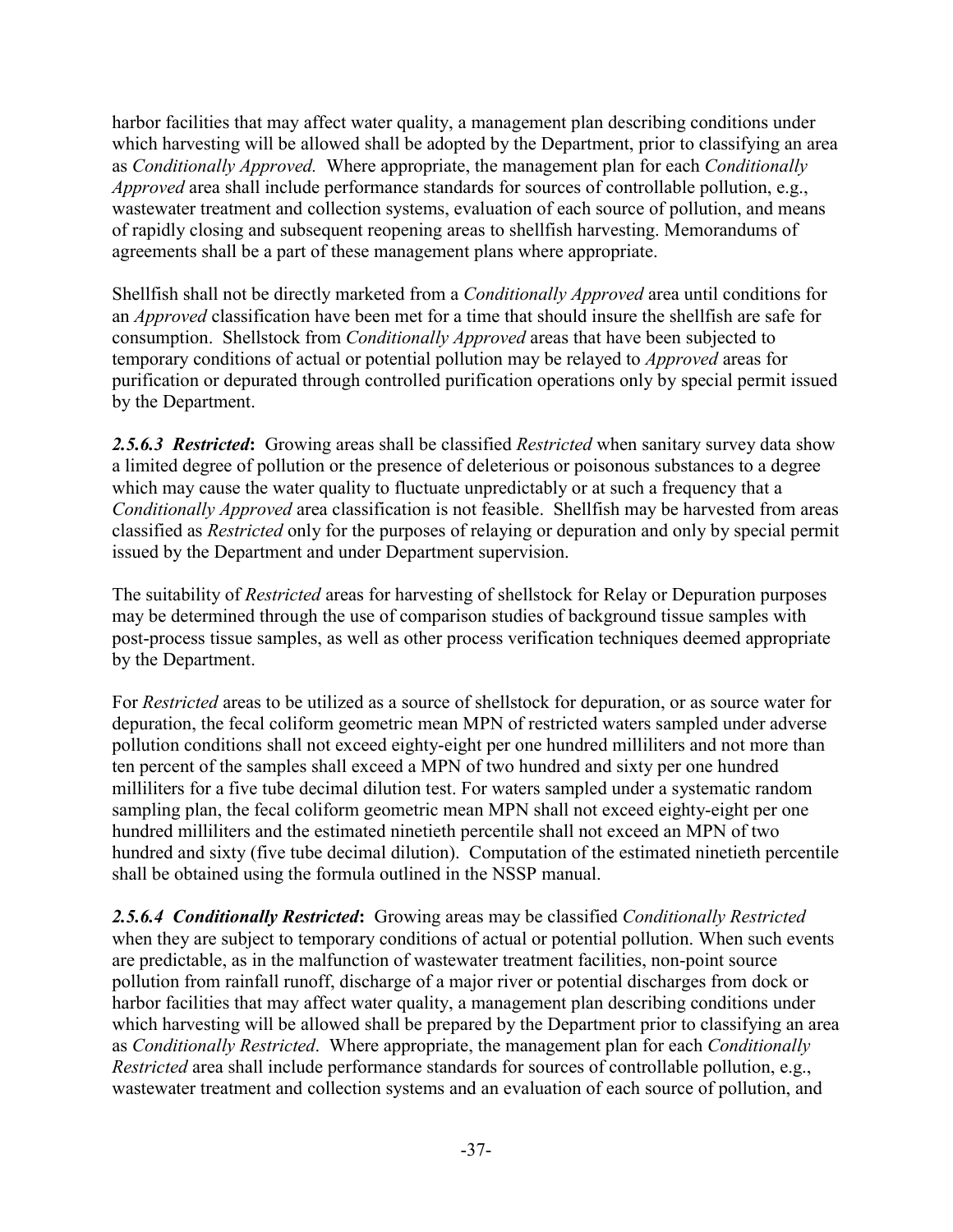harbor facilities that may affect water quality, a management plan describing conditions under which harvesting will be allowed shall be adopted by the Department, prior to classifying an area as *Conditionally Approved.* Where appropriate, the management plan for each *Conditionally Approved* area shall include performance standards for sources of controllable pollution, e.g., wastewater treatment and collection systems, evaluation of each source of pollution, and means of rapidly closing and subsequent reopening areas to shellfish harvesting. Memorandums of agreements shall be a part of these management plans where appropriate.

Shellfish shall not be directly marketed from a *Conditionally Approved* area until conditions for an *Approved* classification have been met for a time that should insure the shellfish are safe for consumption. Shellstock from *Conditionally Approved* areas that have been subjected to temporary conditions of actual or potential pollution may be relayed to *Approved* areas for purification or depurated through controlled purification operations only by special permit issued by the Department.

***2.5.6.3 Restricted*:** Growing areas shall be classified *Restricted* when sanitary survey data show a limited degree of pollution or the presence of deleterious or poisonous substances to a degree which may cause the water quality to fluctuate unpredictably or at such a frequency that a *Conditionally Approved* area classification is not feasible. Shellfish may be harvested from areas classified as *Restricted* only for the purposes of relaying or depuration and only by special permit issued by the Department and under Department supervision.

The suitability of *Restricted* areas for harvesting of shellstock for Relay or Depuration purposes may be determined through the use of comparison studies of background tissue samples with post-process tissue samples, as well as other process verification techniques deemed appropriate by the Department.

For *Restricted* areas to be utilized as a source of shellstock for depuration, or as source water for depuration, the fecal coliform geometric mean MPN of restricted waters sampled under adverse pollution conditions shall not exceed eighty-eight per one hundred milliliters and not more than ten percent of the samples shall exceed a MPN of two hundred and sixty per one hundred milliliters for a five tube decimal dilution test. For waters sampled under a systematic random sampling plan, the fecal coliform geometric mean MPN shall not exceed eighty-eight per one hundred milliliters and the estimated ninetieth percentile shall not exceed an MPN of two hundred and sixty (five tube decimal dilution). Computation of the estimated ninetieth percentile shall be obtained using the formula outlined in the NSSP manual.

***2.5.6.4 Conditionally Restricted*:** Growing areas may be classified *Conditionally Restricted* when they are subject to temporary conditions of actual or potential pollution. When such events are predictable, as in the malfunction of wastewater treatment facilities, non-point source pollution from rainfall runoff, discharge of a major river or potential discharges from dock or harbor facilities that may affect water quality, a management plan describing conditions under which harvesting will be allowed shall be prepared by the Department prior to classifying an area as *Conditionally Restricted*. Where appropriate, the management plan for each *Conditionally Restricted* area shall include performance standards for sources of controllable pollution, e.g., wastewater treatment and collection systems and an evaluation of each source of pollution, and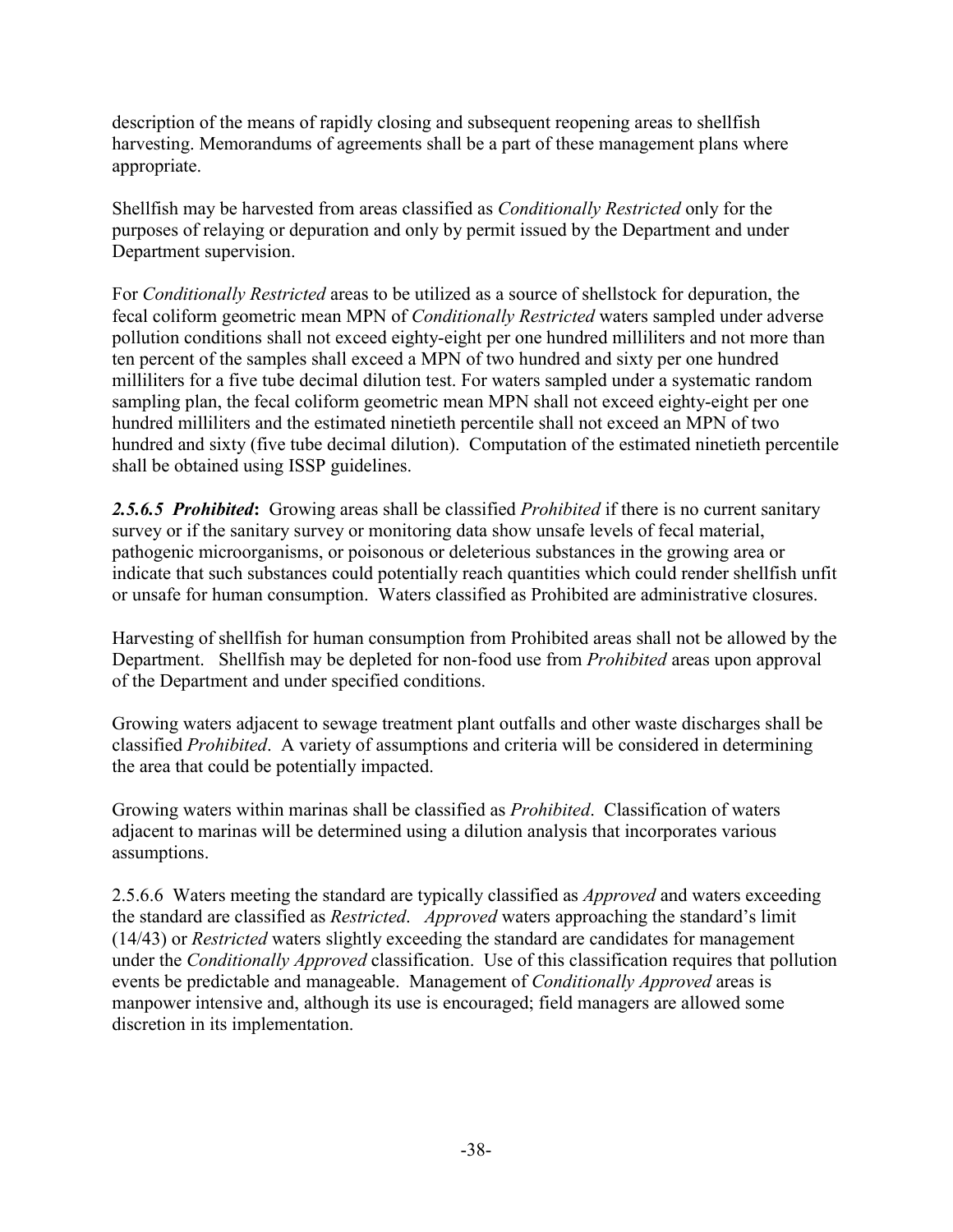description of the means of rapidly closing and subsequent reopening areas to shellfish harvesting. Memorandums of agreements shall be a part of these management plans where appropriate.

Shellfish may be harvested from areas classified as *Conditionally Restricted* only for the purposes of relaying or depuration and only by permit issued by the Department and under Department supervision.

For *Conditionally Restricted* areas to be utilized as a source of shellstock for depuration, the fecal coliform geometric mean MPN of *Conditionally Restricted* waters sampled under adverse pollution conditions shall not exceed eighty-eight per one hundred milliliters and not more than ten percent of the samples shall exceed a MPN of two hundred and sixty per one hundred milliliters for a five tube decimal dilution test. For waters sampled under a systematic random sampling plan, the fecal coliform geometric mean MPN shall not exceed eighty-eight per one hundred milliliters and the estimated ninetieth percentile shall not exceed an MPN of two hundred and sixty (five tube decimal dilution). Computation of the estimated ninetieth percentile shall be obtained using ISSP guidelines.

***2.5.6.5 Prohibited*:** Growing areas shall be classified *Prohibited* if there is no current sanitary survey or if the sanitary survey or monitoring data show unsafe levels of fecal material, pathogenic microorganisms, or poisonous or deleterious substances in the growing area or indicate that such substances could potentially reach quantities which could render shellfish unfit or unsafe for human consumption. Waters classified as Prohibited are administrative closures.

Harvesting of shellfish for human consumption from Prohibited areas shall not be allowed by the Department. Shellfish may be depleted for non-food use from *Prohibited* areas upon approval of the Department and under specified conditions.

Growing waters adjacent to sewage treatment plant outfalls and other waste discharges shall be classified *Prohibited*. A variety of assumptions and criteria will be considered in determining the area that could be potentially impacted.

Growing waters within marinas shall be classified as *Prohibited*. Classification of waters adjacent to marinas will be determined using a dilution analysis that incorporates various assumptions.

2.5.6.6 Waters meeting the standard are typically classified as *Approved* and waters exceeding the standard are classified as *Restricted*. *Approved* waters approaching the standard's limit (14/43) or *Restricted* waters slightly exceeding the standard are candidates for management under the *Conditionally Approved* classification. Use of this classification requires that pollution events be predictable and manageable. Management of *Conditionally Approved* areas is manpower intensive and, although its use is encouraged; field managers are allowed some discretion in its implementation.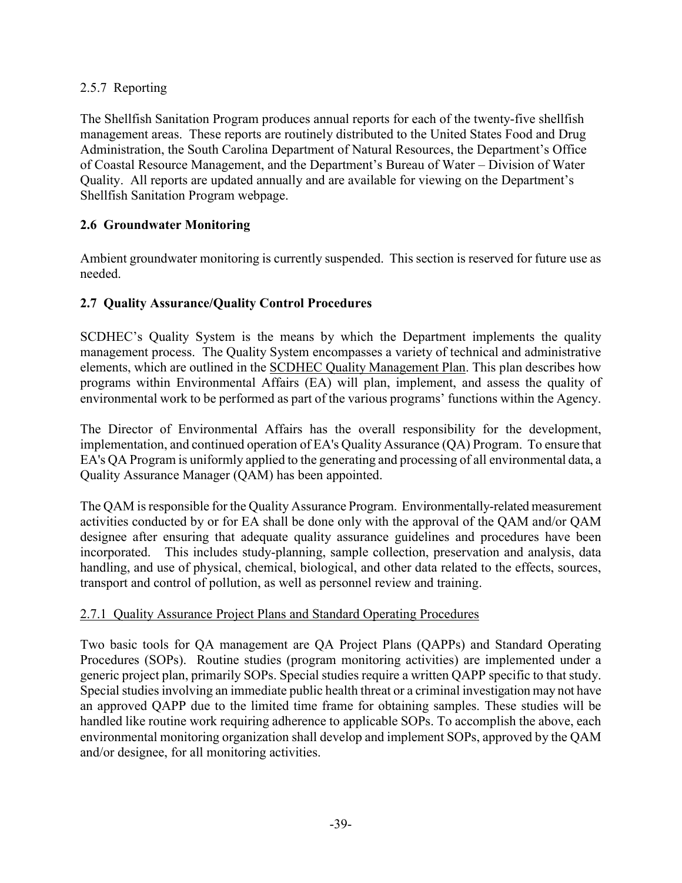### 2.5.7 Reporting

The Shellfish Sanitation Program produces annual reports for each of the twenty-five shellfish management areas. These reports are routinely distributed to the United States Food and Drug Administration, the South Carolina Department of Natural Resources, the Department's Office of Coastal Resource Management, and the Department's Bureau of Water – Division of Water Quality. All reports are updated annually and are available for viewing on the Department's Shellfish Sanitation Program webpage.

## 2.6 Groundwater Monitoring

Ambient groundwater monitoring is currently suspended. This section is reserved for future use as needed.

## 2.7 Quality Assurance/Quality Control Procedures

SCDHEC's Quality System is the means by which the Department implements the quality management process. The Quality System encompasses a variety of technical and administrative elements, which are outlined in the SCDHEC Quality Management Plan. This plan describes how programs within Environmental Affairs (EA) will plan, implement, and assess the quality of environmental work to be performed as part of the various programs' functions within the Agency.

The Director of Environmental Affairs has the overall responsibility for the development, implementation, and continued operation of EA's Quality Assurance (QA) Program. To ensure that EA's QA Program is uniformly applied to the generating and processing of all environmental data, a Quality Assurance Manager (QAM) has been appointed.

The QAM is responsible for the Quality Assurance Program. Environmentally-related measurement activities conducted by or for EA shall be done only with the approval of the QAM and/or QAM designee after ensuring that adequate quality assurance guidelines and procedures have been incorporated. This includes study-planning, sample collection, preservation and analysis, data handling, and use of physical, chemical, biological, and other data related to the effects, sources, transport and control of pollution, as well as personnel review and training.

### 2.7.1 Quality Assurance Project Plans and Standard Operating Procedures

Two basic tools for QA management are QA Project Plans (QAPPs) and Standard Operating Procedures (SOPs). Routine studies (program monitoring activities) are implemented under a generic project plan, primarily SOPs. Special studies require a written QAPP specific to that study. Special studies involving an immediate public health threat or a criminal investigation may not have an approved QAPP due to the limited time frame for obtaining samples. These studies will be handled like routine work requiring adherence to applicable SOPs. To accomplish the above, each environmental monitoring organization shall develop and implement SOPs, approved by the QAM and/or designee, for all monitoring activities.